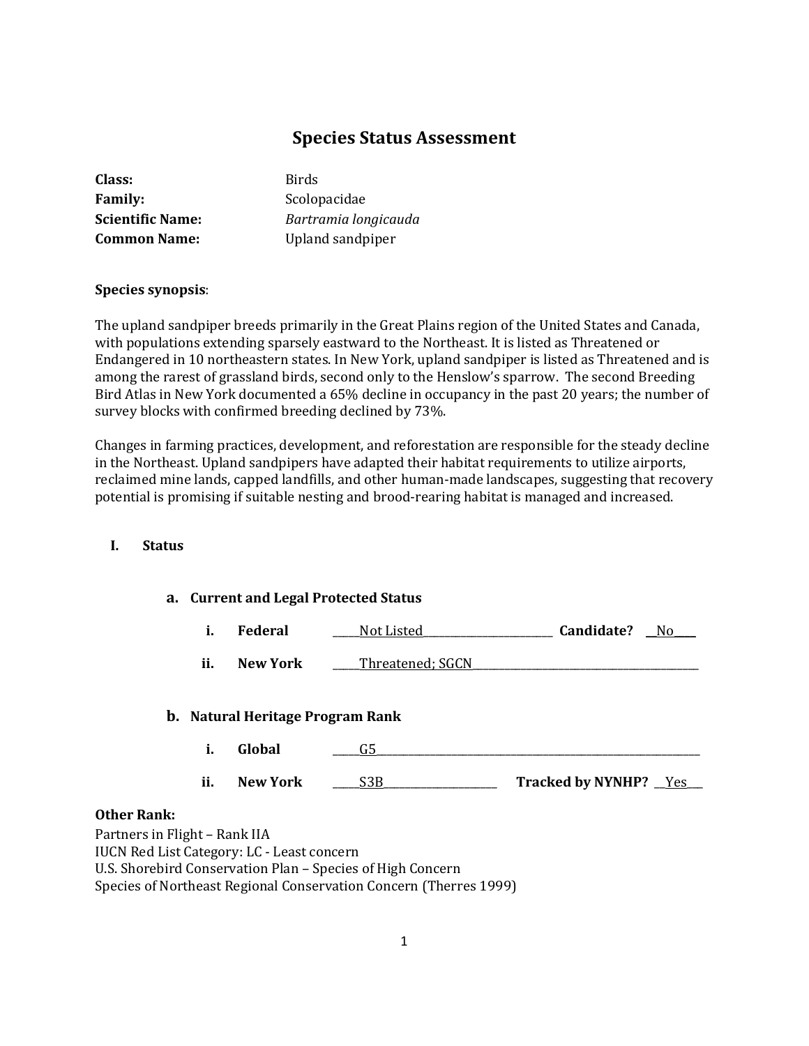# Species Status Assessment

**Class:** Birds
**Family:** *Scolopacidae*
**Scientific Name:** *Bartramia longicauda*
**Common Name:** Upland sandpiper

**Species synopsis**:

The upland sandpiper breeds primarily in the Great Plains region of the United States and Canada, with populations extending sparsely eastward to the Northeast. It is listed as Threatened or Endangered in 10 northeastern states. In New York, upland sandpiper is listed as Threatened and is among the rarest of grassland birds, second only to the Henslow's sparrow. The second Breeding Bird Atlas in New York documented a 65% decline in occupancy in the past 20 years; the number of survey blocks with confirmed breeding declined by 73%.

Changes in farming practices, development, and reforestation are responsible for the steady decline in the Northeast. Upland sandpipers have adapted their habitat requirements to utilize airports, reclaimed mine lands, capped landfills, and other human-made landscapes, suggesting that recovery potential is promising if suitable nesting and brood-rearing habitat is managed and increased.

## I. Status

### a. Current and Legal Protected Status

i. **Federal** Not Listed **Candidate?** No

ii. **New York** Threatened; SGCN

### b. Natural Heritage Program Rank

i. **Global** G5

ii. **New York** S3B **Tracked by NYNHP?** Yes

**Other Rank:**
Partners in Flight – Rank IIA
IUCN Red List Category: LC - Least concern
U.S. Shorebird Conservation Plan – Species of High Concern
Species of Northeast Regional Conservation Concern (Therres 1999)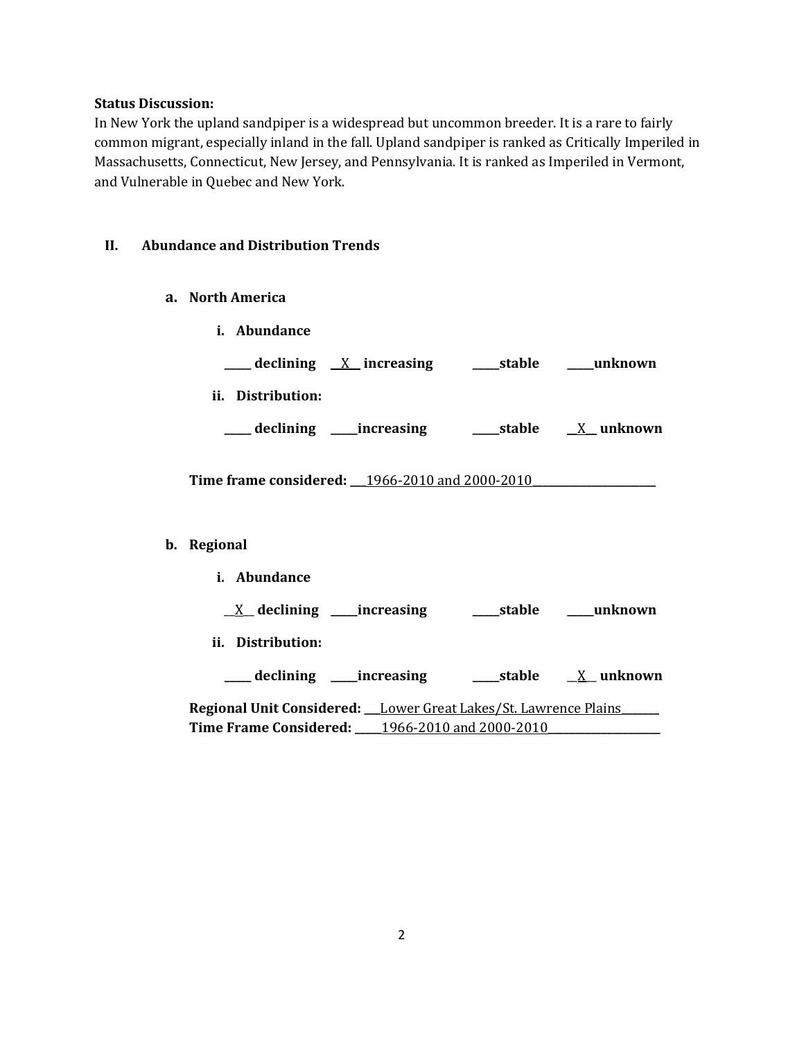**Status Discussion:**
In New York the upland sandpiper is a widespread but uncommon breeder. It is a rare to fairly common migrant, especially inland in the fall. Upland sandpiper is ranked as Critically Imperiled in Massachusetts, Connecticut, New Jersey, and Pennsylvania. It is ranked as Imperiled in Vermont, and Vulnerable in Quebec and New York.

## II. Abundance and Distribution Trends

### a. North America

**i. Abundance**

_____ **declining** __X__ **increasing** _____**stable** _____**unknown**

**ii. Distribution:**

_____ **declining** _____**increasing** _____**stable** __X__ **unknown**

**Time frame considered:** ___1966-2010 and 2000-2010___________________

### b. Regional

**i. Abundance**

__X__ **declining** _____**increasing** _____**stable** _____**unknown**

**ii. Distribution:**

_____ **declining** _____**increasing** _____**stable** __X__ **unknown**

**Regional Unit Considered:** ___Lower Great Lakes/St. Lawrence Plains_______
**Time Frame Considered:** _____1966-2010 and 2000-2010___________________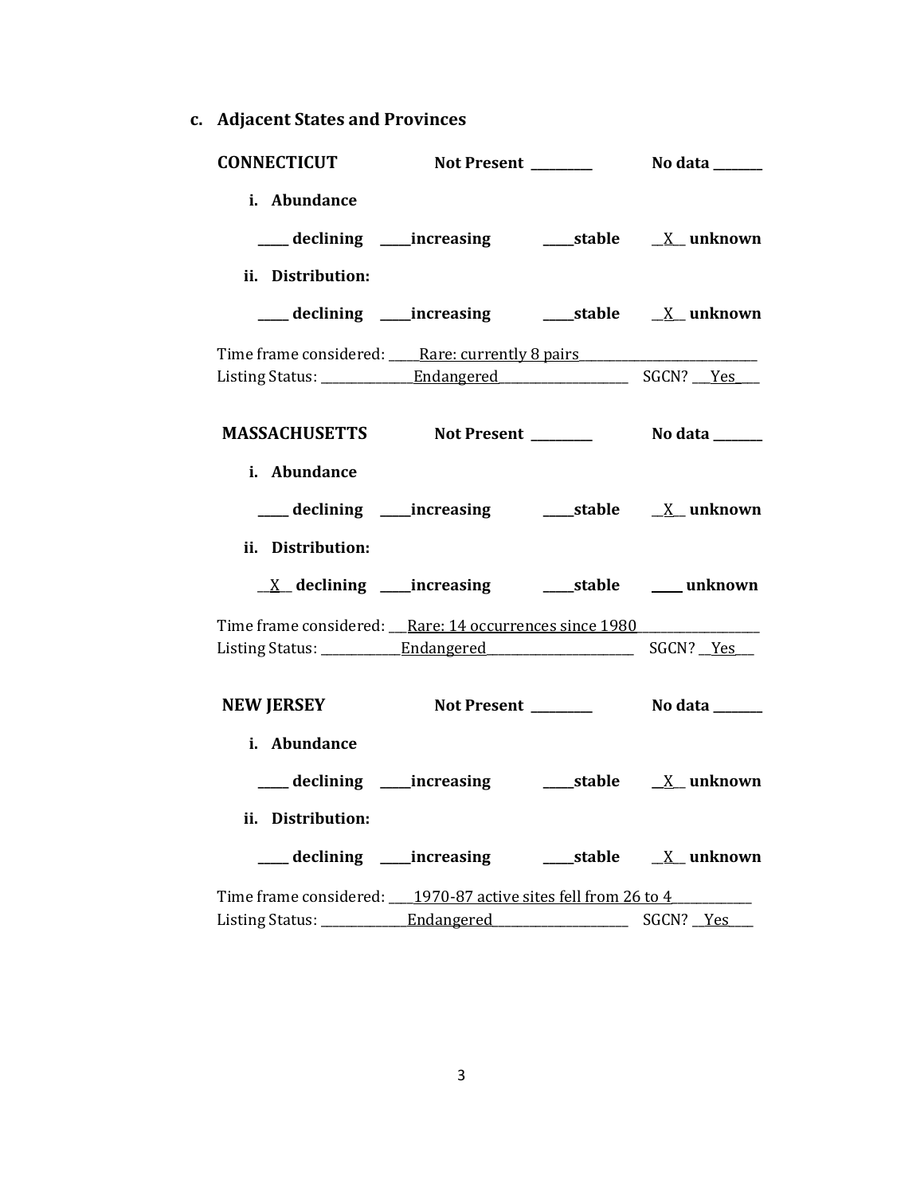**c. Adjacent States and Provinces**

**CONNECTICUT** **Not Present ________** **No data ______**

**i. Abundance**

**____ declining ____increasing ____stable \_\_X\_\_ unknown**

**ii. Distribution:**

**____ declining ____increasing ____stable \_\_X\_\_ unknown**

Time frame considered: ____Rare: currently 8 pairs________________________

Listing Status: ____________Endangered__________________ SGCN? __Yes___

**MASSACHUSETTS** **Not Present ________** **No data ______**

**i. Abundance**

**____ declining ____increasing ____stable \_\_X\_\_ unknown**

**ii. Distribution:**

**\_\_X\_\_ declining ____increasing ____stable ____ unknown**

Time frame considered: ___Rare: 14 occurrences since 1980________________

Listing Status: ___________Endangered____________________ SGCN? __Yes___

**NEW JERSEY** **Not Present ________** **No data ______**

**i. Abundance**

**____ declining ____increasing ____stable \_\_X\_\_ unknown**

**ii. Distribution:**

**____ declining ____increasing ____stable \_\_X\_\_ unknown**

Time frame considered: ____1970-87 active sites fell from 26 to 4___________

Listing Status: ____________Endangered__________________ SGCN? __Yes___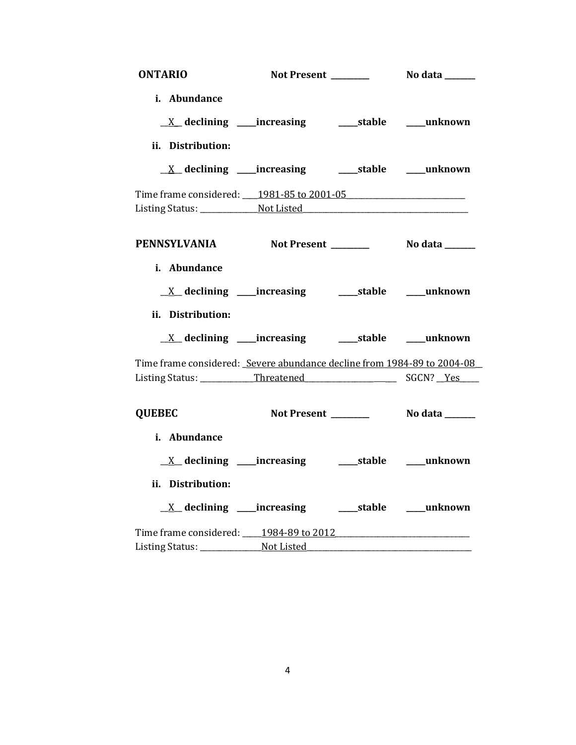**ONTARIO** **Not Present** _________ **No data** _______

**i. Abundance**

__X__ **declining** _____**increasing** _____**stable** _____**unknown**

**ii. Distribution:**

__X__ **declining** _____**increasing** _____**stable** _____**unknown**

Time frame considered: ____1981-85 to 2001-05______________________________

Listing Status: _______________Not Listed__________________________________________

**PENNSYLVANIA** **Not Present** _________ **No data** _______

**i. Abundance**

__X__ **declining** _____**increasing** _____**stable** _____**unknown**

**ii. Distribution:**

__X__ **declining** _____**increasing** _____**stable** _____**unknown**

Time frame considered: _Severe abundance decline from 1984-89 to 2004-08__

Listing Status: ______________Threatened________________________ SGCN? __Yes_____

**QUEBEC** **Not Present** _________ **No data** _______

**i. Abundance**

__X__ **declining** _____**increasing** _____**stable** _____**unknown**

**ii. Distribution:**

__X__ **declining** _____**increasing** _____**stable** _____**unknown**

Time frame considered: _____1984-89 to 2012__________________________________

Listing Status: ________________Not Listed___________________________________________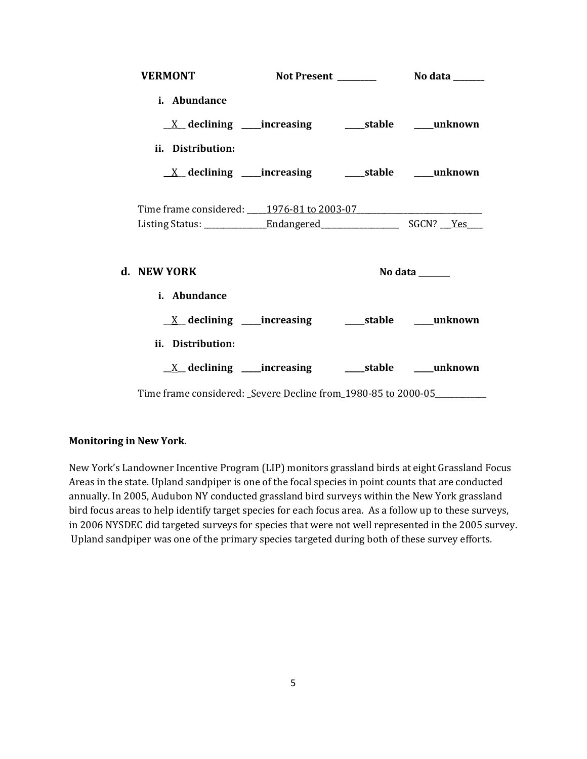**VERMONT** **Not Present** __________ **No data** ________

**i. Abundance**

__X__ **declining** _____**increasing** _____**stable** _____**unknown**

**ii. Distribution:**

__X__ **declining** _____**increasing** _____**stable** _____**unknown**

Time frame considered: _____1976-81 to 2003-07_______________________________

Listing Status: ________________Endangered____________________ SGCN? ___Yes____

**d. NEW YORK** **No data** ________

**i. Abundance**

__X__ **declining** _____**increasing** _____**stable** _____**unknown**

**ii. Distribution:**

__X__ **declining** _____**increasing** _____**stable** _____**unknown**

Time frame considered: _Severe Decline from_1980-85 to 2000-05_____________

**Monitoring in New York.**

New York's Landowner Incentive Program (LIP) monitors grassland birds at eight Grassland Focus Areas in the state. Upland sandpiper is one of the focal species in point counts that are conducted annually. In 2005, Audubon NY conducted grassland bird surveys within the New York grassland bird focus areas to help identify target species for each focus area. As a follow up to these surveys, in 2006 NYSDEC did targeted surveys for species that were not well represented in the 2005 survey. Upland sandpiper was one of the primary species targeted during both of these survey efforts.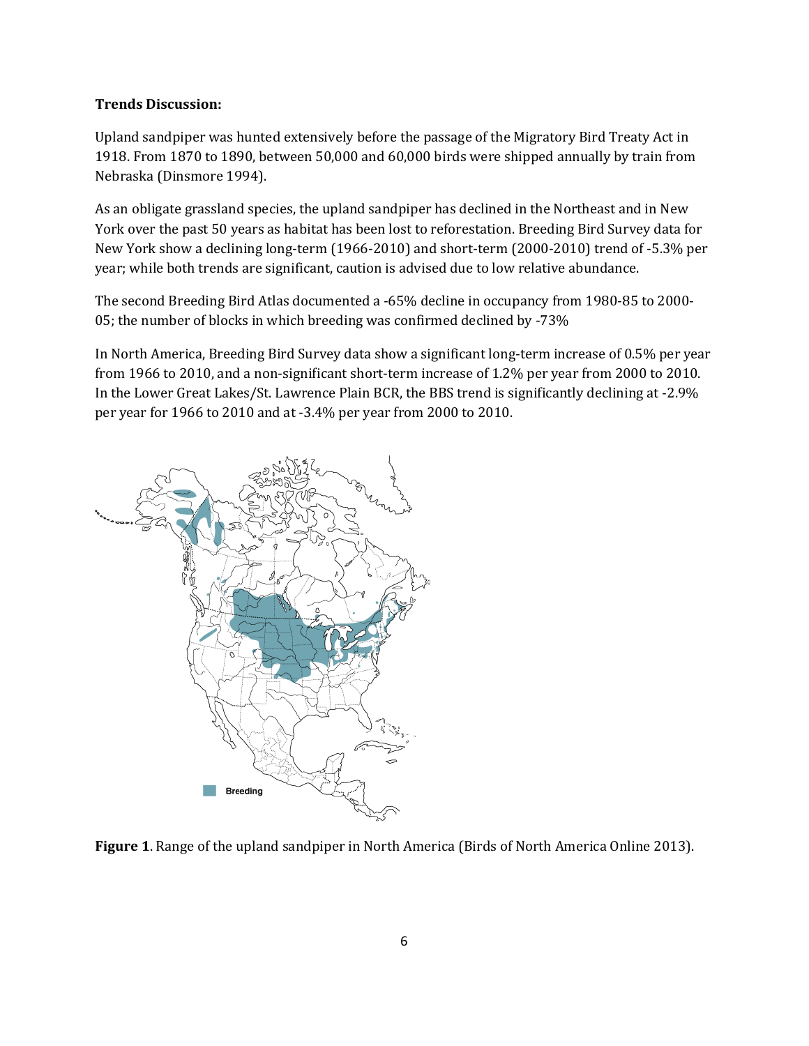**Trends Discussion:**

Upland sandpiper was hunted extensively before the passage of the Migratory Bird Treaty Act in 1918. From 1870 to 1890, between 50,000 and 60,000 birds were shipped annually by train from Nebraska (Dinsmore 1994).

As an obligate grassland species, the upland sandpiper has declined in the Northeast and in New York over the past 50 years as habitat has been lost to reforestation. Breeding Bird Survey data for New York show a declining long-term (1966-2010) and short-term (2000-2010) trend of -5.3% per year; while both trends are significant, caution is advised due to low relative abundance.

The second Breeding Bird Atlas documented a -65% decline in occupancy from 1980-85 to 2000-05; the number of blocks in which breeding was confirmed declined by -73%

In North America, Breeding Bird Survey data show a significant long-term increase of 0.5% per year from 1966 to 2010, and a non-significant short-term increase of 1.2% per year from 2000 to 2010. In the Lower Great Lakes/St. Lawrence Plain BCR, the BBS trend is significantly declining at -2.9% per year for 1966 to 2010 and at -3.4% per year from 2000 to 2010.

**Figure 1**. Range of the upland sandpiper in North America (Birds of North America Online 2013).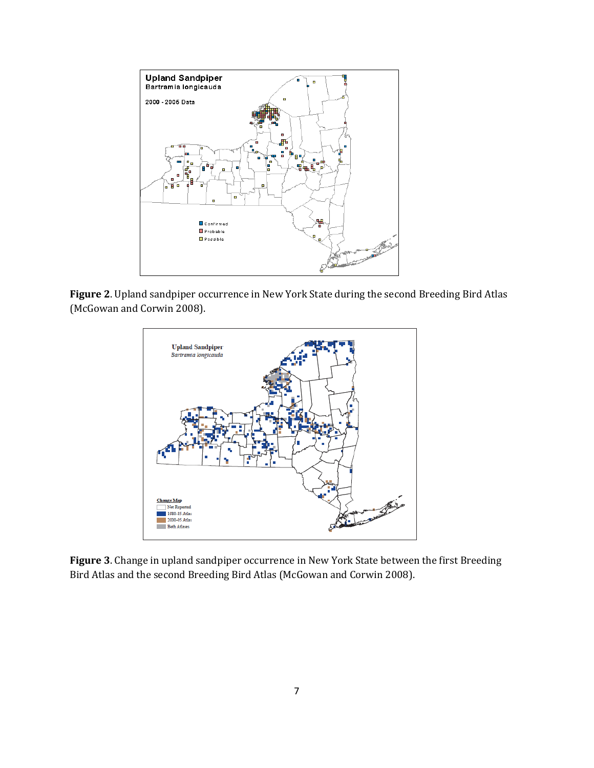**Figure 2**. Upland sandpiper occurrence in New York State during the second Breeding Bird Atlas (McGowan and Corwin 2008).

**Figure 3**. Change in upland sandpiper occurrence in New York State between the first Breeding Bird Atlas and the second Breeding Bird Atlas (McGowan and Corwin 2008).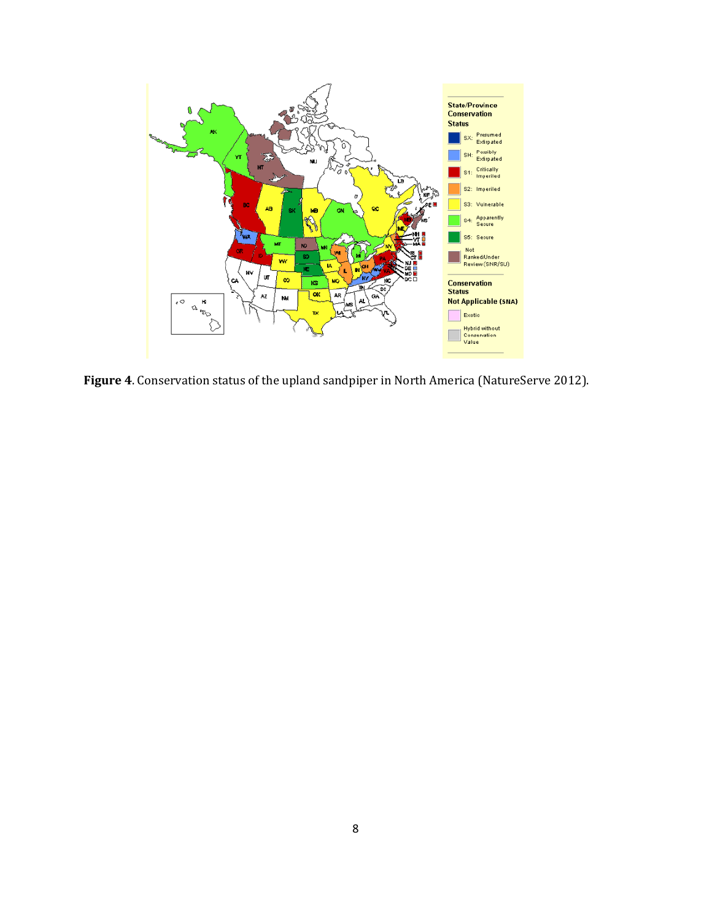**Figure 4**. Conservation status of the upland sandpiper in North America (NatureServe 2012).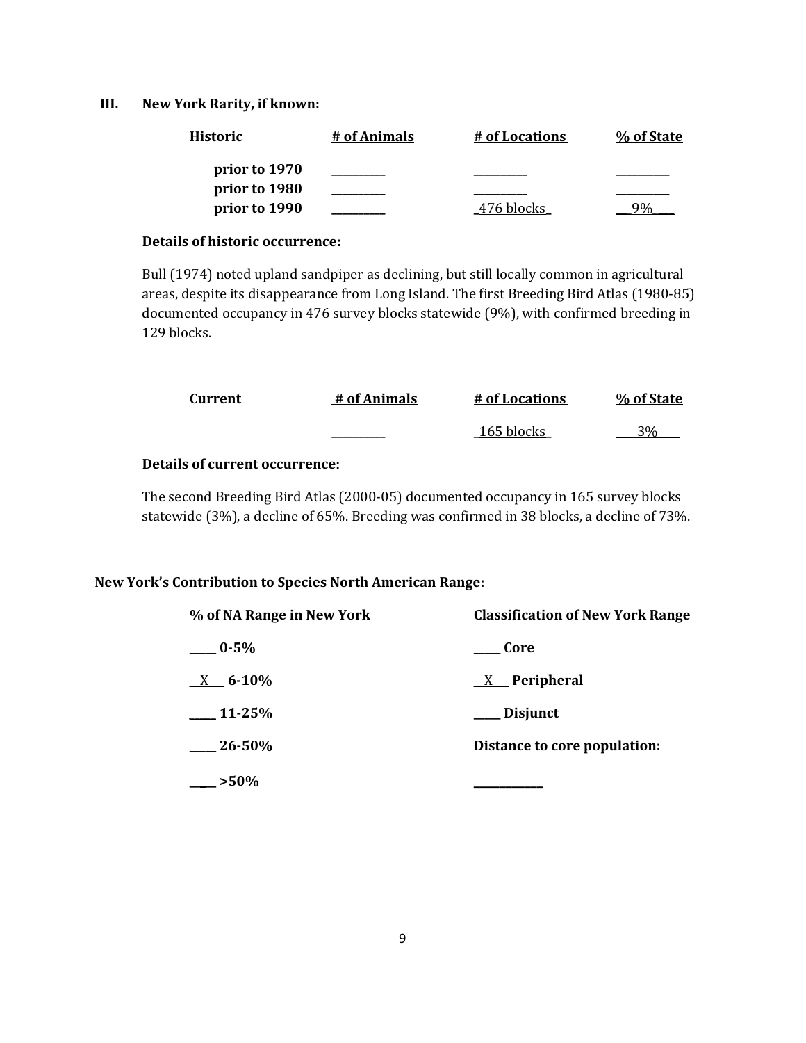### III. New York Rarity, if known:

| Historic | # of Animals | # of Locations | % of State |
|---|---|---|---|
| prior to 1970 | ________ | ________ | ________ |
| prior to 1980 | ________ | ________ | ________ |
| prior to 1990 | ________ | 476 blocks | 9% |

**Details of historic occurrence:**

Bull (1974) noted upland sandpiper as declining, but still locally common in agricultural areas, despite its disappearance from Long Island. The first Breeding Bird Atlas (1980-85) documented occupancy in 476 survey blocks statewide (9%), with confirmed breeding in 129 blocks.

| Current | # of Animals | # of Locations | % of State |
|---|---|---|---|
| | ________ | 165 blocks | 3% |

**Details of current occurrence:**

The second Breeding Bird Atlas (2000-05) documented occupancy in 165 survey blocks statewide (3%), a decline of 65%. Breeding was confirmed in 38 blocks, a decline of 73%.

**New York's Contribution to Species North American Range:**

| % of NA Range in New York | Classification of New York Range |
|---|---|
| ____ 0-5% | ____ Core |
| X 6-10% | X Peripheral |
| ____ 11-25% | ____ Disjunct |
| ____ 26-50% | **Distance to core population:** |
| ____ >50% | ____________ |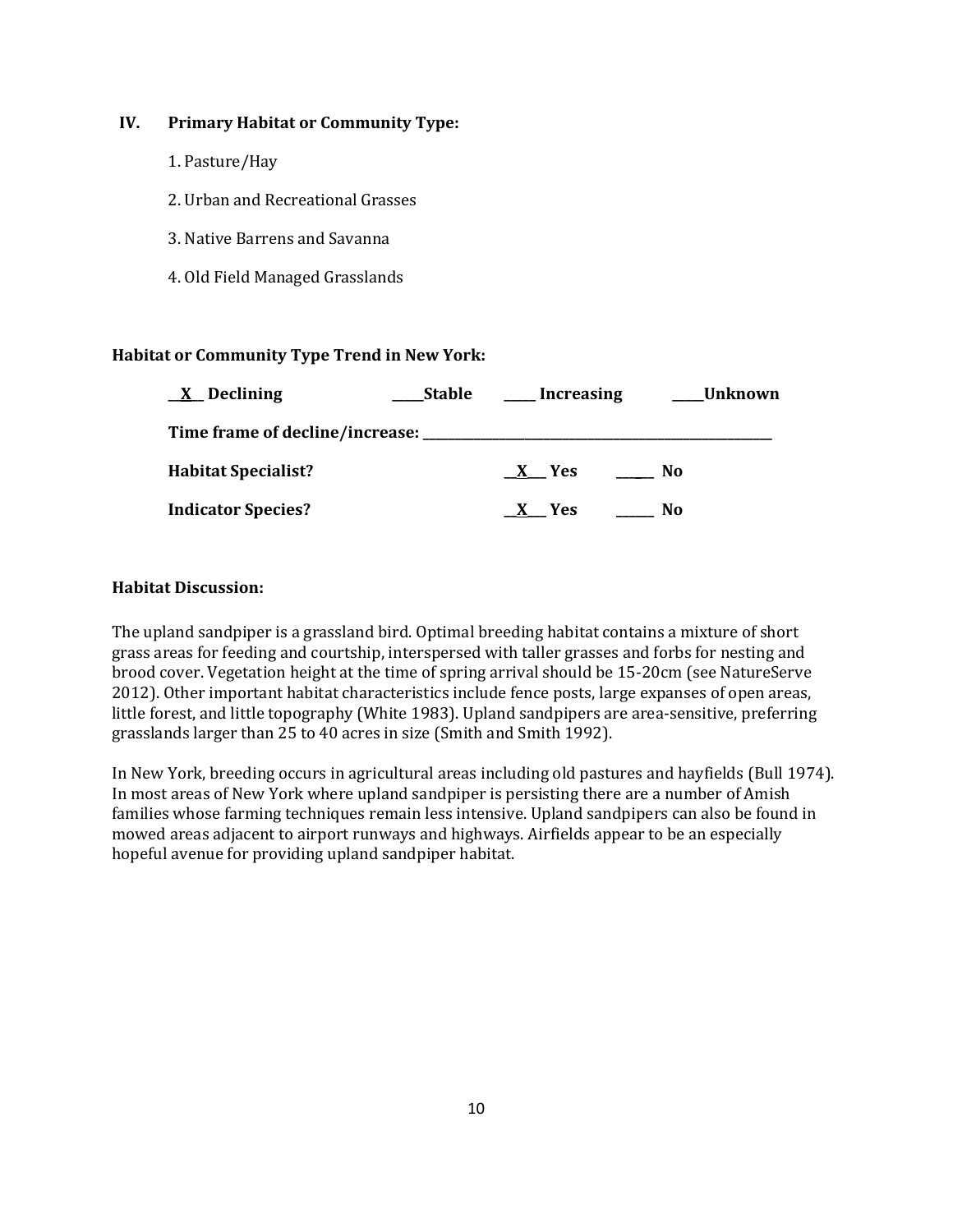## IV. Primary Habitat or Community Type:

1. Pasture/Hay
2. Urban and Recreational Grasses
3. Native Barrens and Savanna
4. Old Field Managed Grasslands

**Habitat or Community Type Trend in New York:**

**__X__ Declining** **_____Stable** **_____ Increasing** **_____Unknown**

**Time frame of decline/increase: _______________________________________________**

**Habitat Specialist?** **__X___ Yes** **______ No**

**Indicator Species?** **__X___ Yes** **______ No**

**Habitat Discussion:**

The upland sandpiper is a grassland bird. Optimal breeding habitat contains a mixture of short grass areas for feeding and courtship, interspersed with taller grasses and forbs for nesting and brood cover. Vegetation height at the time of spring arrival should be 15-20cm (see NatureServe 2012). Other important habitat characteristics include fence posts, large expanses of open areas, little forest, and little topography (White 1983). Upland sandpipers are area-sensitive, preferring grasslands larger than 25 to 40 acres in size (Smith and Smith 1992).

In New York, breeding occurs in agricultural areas including old pastures and hayfields (Bull 1974). In most areas of New York where upland sandpiper is persisting there are a number of Amish families whose farming techniques remain less intensive. Upland sandpipers can also be found in mowed areas adjacent to airport runways and highways. Airfields appear to be an especially hopeful avenue for providing upland sandpiper habitat.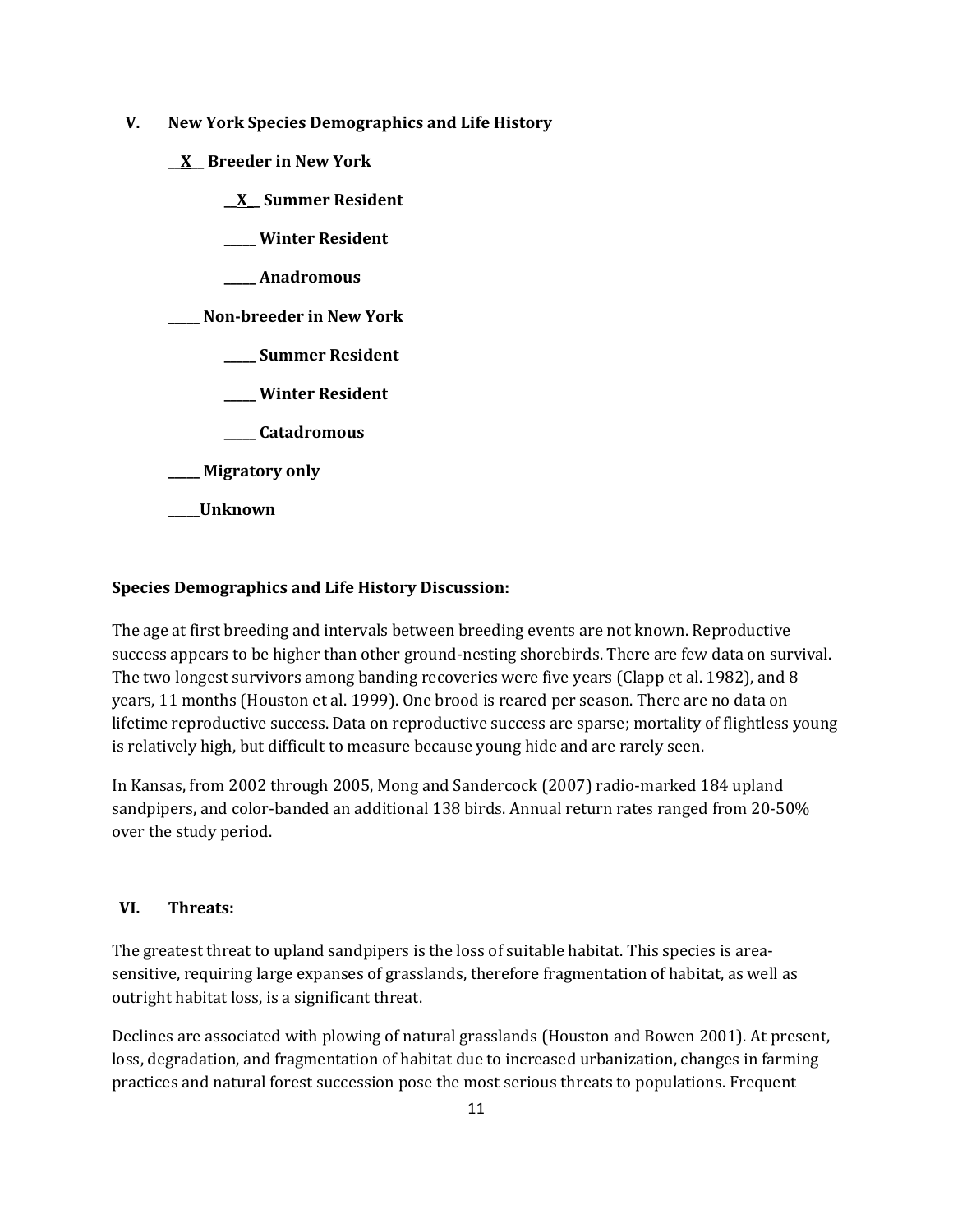## V. New York Species Demographics and Life History

__X__ **Breeder in New York**

  __X__ **Summer Resident**

  _____ **Winter Resident**

  _____ **Anadromous**

_____ **Non-breeder in New York**

  _____ **Summer Resident**

  _____ **Winter Resident**

  _____ **Catadromous**

_____ **Migratory only**

_____**Unknown**

### Species Demographics and Life History Discussion:

The age at first breeding and intervals between breeding events are not known. Reproductive success appears to be higher than other ground-nesting shorebirds. There are few data on survival. The two longest survivors among banding recoveries were five years (Clapp et al. 1982), and 8 years, 11 months (Houston et al. 1999). One brood is reared per season. There are no data on lifetime reproductive success. Data on reproductive success are sparse; mortality of flightless young is relatively high, but difficult to measure because young hide and are rarely seen.

In Kansas, from 2002 through 2005, Mong and Sandercock (2007) radio-marked 184 upland sandpipers, and color-banded an additional 138 birds. Annual return rates ranged from 20-50% over the study period.

## VI. Threats:

The greatest threat to upland sandpipers is the loss of suitable habitat. This species is area-sensitive, requiring large expanses of grasslands, therefore fragmentation of habitat, as well as outright habitat loss, is a significant threat.

Declines are associated with plowing of natural grasslands (Houston and Bowen 2001). At present, loss, degradation, and fragmentation of habitat due to increased urbanization, changes in farming practices and natural forest succession pose the most serious threats to populations. Frequent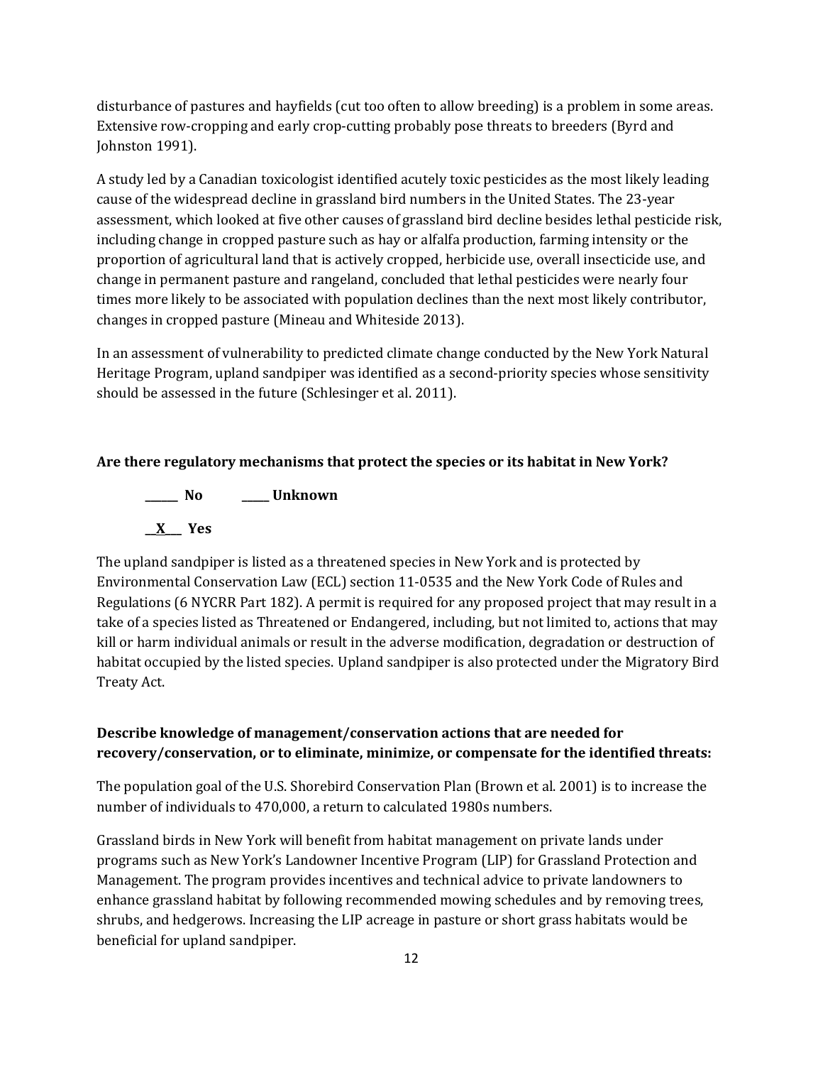disturbance of pastures and hayfields (cut too often to allow breeding) is a problem in some areas. Extensive row-cropping and early crop-cutting probably pose threats to breeders (Byrd and Johnston 1991).

A study led by a Canadian toxicologist identified acutely toxic pesticides as the most likely leading cause of the widespread decline in grassland bird numbers in the United States. The 23-year assessment, which looked at five other causes of grassland bird decline besides lethal pesticide risk, including change in cropped pasture such as hay or alfalfa production, farming intensity or the proportion of agricultural land that is actively cropped, herbicide use, overall insecticide use, and change in permanent pasture and rangeland, concluded that lethal pesticides were nearly four times more likely to be associated with population declines than the next most likely contributor, changes in cropped pasture (Mineau and Whiteside 2013).

In an assessment of vulnerability to predicted climate change conducted by the New York Natural Heritage Program, upland sandpiper was identified as a second-priority species whose sensitivity should be assessed in the future (Schlesinger et al. 2011).

**Are there regulatory mechanisms that protect the species or its habitat in New York?**

______ No ______ Unknown

__X__ Yes

The upland sandpiper is listed as a threatened species in New York and is protected by Environmental Conservation Law (ECL) section 11-0535 and the New York Code of Rules and Regulations (6 NYCRR Part 182). A permit is required for any proposed project that may result in a take of a species listed as Threatened or Endangered, including, but not limited to, actions that may kill or harm individual animals or result in the adverse modification, degradation or destruction of habitat occupied by the listed species. Upland sandpiper is also protected under the Migratory Bird Treaty Act.

**Describe knowledge of management/conservation actions that are needed for recovery/conservation, or to eliminate, minimize, or compensate for the identified threats:**

The population goal of the U.S. Shorebird Conservation Plan (Brown et al. 2001) is to increase the number of individuals to 470,000, a return to calculated 1980s numbers.

Grassland birds in New York will benefit from habitat management on private lands under programs such as New York's Landowner Incentive Program (LIP) for Grassland Protection and Management. The program provides incentives and technical advice to private landowners to enhance grassland habitat by following recommended mowing schedules and by removing trees, shrubs, and hedgerows. Increasing the LIP acreage in pasture or short grass habitats would be beneficial for upland sandpiper.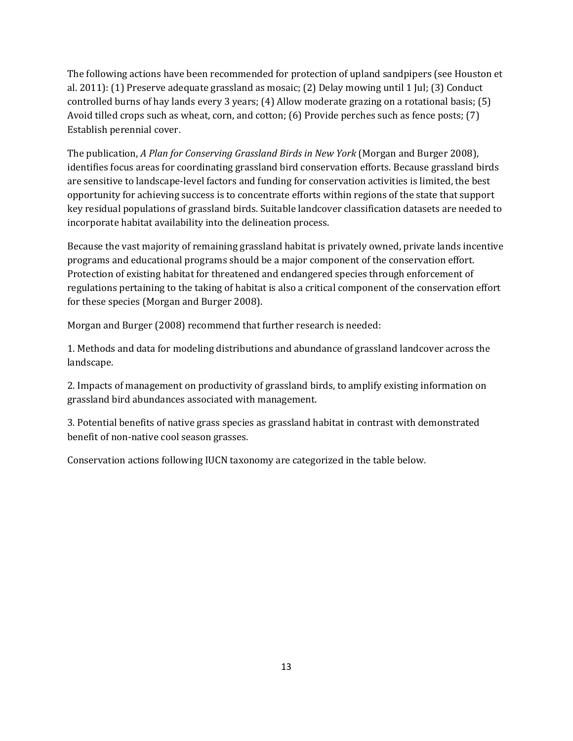The following actions have been recommended for protection of upland sandpipers (see Houston et al. 2011): (1) Preserve adequate grassland as mosaic; (2) Delay mowing until 1 Jul; (3) Conduct controlled burns of hay lands every 3 years; (4) Allow moderate grazing on a rotational basis; (5) Avoid tilled crops such as wheat, corn, and cotton; (6) Provide perches such as fence posts; (7) Establish perennial cover.

The publication, *A Plan for Conserving Grassland Birds in New York* (Morgan and Burger 2008), identifies focus areas for coordinating grassland bird conservation efforts. Because grassland birds are sensitive to landscape-level factors and funding for conservation activities is limited, the best opportunity for achieving success is to concentrate efforts within regions of the state that support key residual populations of grassland birds. Suitable landcover classification datasets are needed to incorporate habitat availability into the delineation process.

Because the vast majority of remaining grassland habitat is privately owned, private lands incentive programs and educational programs should be a major component of the conservation effort. Protection of existing habitat for threatened and endangered species through enforcement of regulations pertaining to the taking of habitat is also a critical component of the conservation effort for these species (Morgan and Burger 2008).

Morgan and Burger (2008) recommend that further research is needed:

1. Methods and data for modeling distributions and abundance of grassland landcover across the landscape.

2. Impacts of management on productivity of grassland birds, to amplify existing information on grassland bird abundances associated with management.

3. Potential benefits of native grass species as grassland habitat in contrast with demonstrated benefit of non-native cool season grasses.

Conservation actions following IUCN taxonomy are categorized in the table below.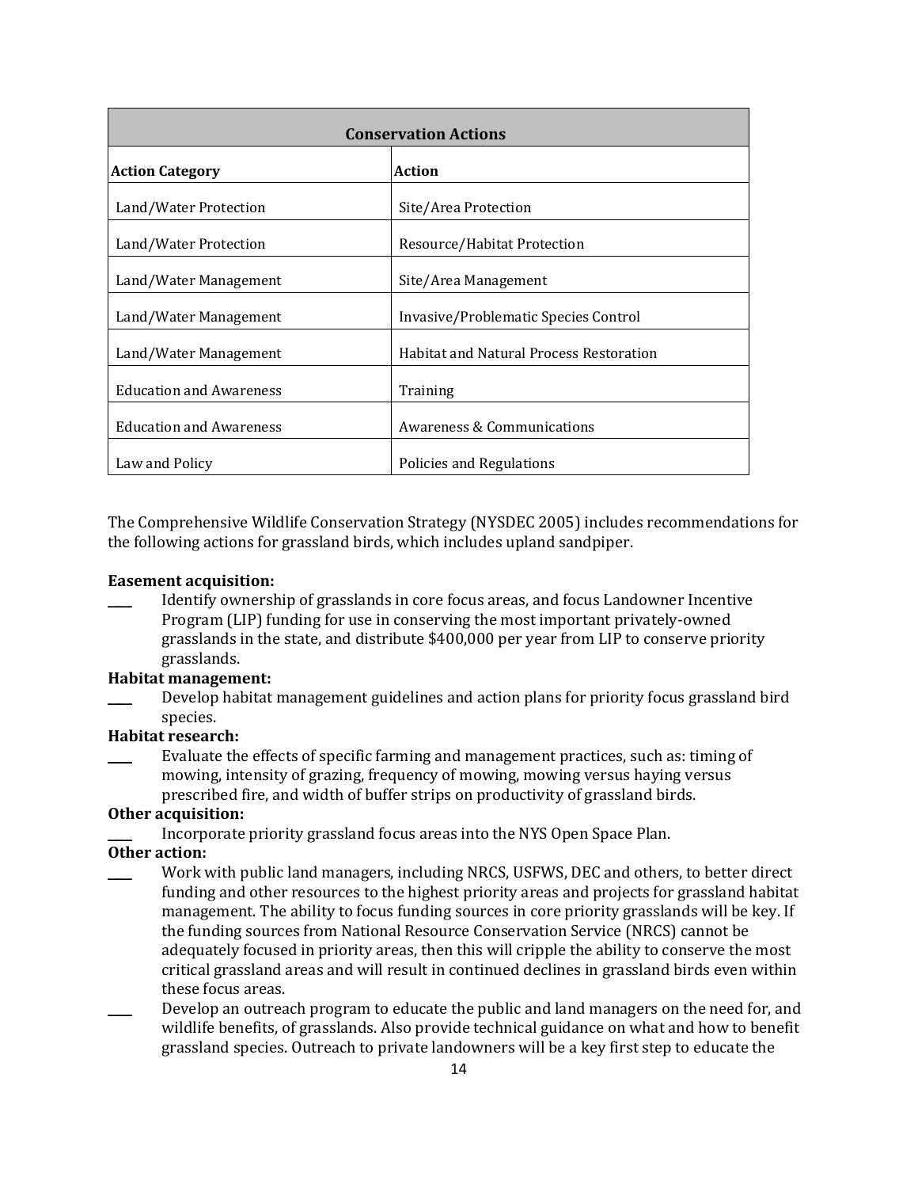| Conservation Actions | |
|---|---|
| **Action Category** | **Action** |
| Land/Water Protection | Site/Area Protection |
| Land/Water Protection | Resource/Habitat Protection |
| Land/Water Management | Site/Area Management |
| Land/Water Management | Invasive/Problematic Species Control |
| Land/Water Management | Habitat and Natural Process Restoration |
| Education and Awareness | Training |
| Education and Awareness | Awareness & Communications |
| Law and Policy | Policies and Regulations |

The Comprehensive Wildlife Conservation Strategy (NYSDEC 2005) includes recommendations for the following actions for grassland birds, which includes upland sandpiper.

**Easement acquisition:**

____ Identify ownership of grasslands in core focus areas, and focus Landowner Incentive Program (LIP) funding for use in conserving the most important privately-owned grasslands in the state, and distribute $400,000 per year from LIP to conserve priority grasslands.

**Habitat management:**

____ Develop habitat management guidelines and action plans for priority focus grassland bird species.

**Habitat research:**

____ Evaluate the effects of specific farming and management practices, such as: timing of mowing, intensity of grazing, frequency of mowing, mowing versus haying versus prescribed fire, and width of buffer strips on productivity of grassland birds.

**Other acquisition:**

____ Incorporate priority grassland focus areas into the NYS Open Space Plan.

**Other action:**

____ Work with public land managers, including NRCS, USFWS, DEC and others, to better direct funding and other resources to the highest priority areas and projects for grassland habitat management. The ability to focus funding sources in core priority grasslands will be key. If the funding sources from National Resource Conservation Service (NRCS) cannot be adequately focused in priority areas, then this will cripple the ability to conserve the most critical grassland areas and will result in continued declines in grassland birds even within these focus areas.

____ Develop an outreach program to educate the public and land managers on the need for, and wildlife benefits, of grasslands. Also provide technical guidance on what and how to benefit grassland species. Outreach to private landowners will be a key first step to educate the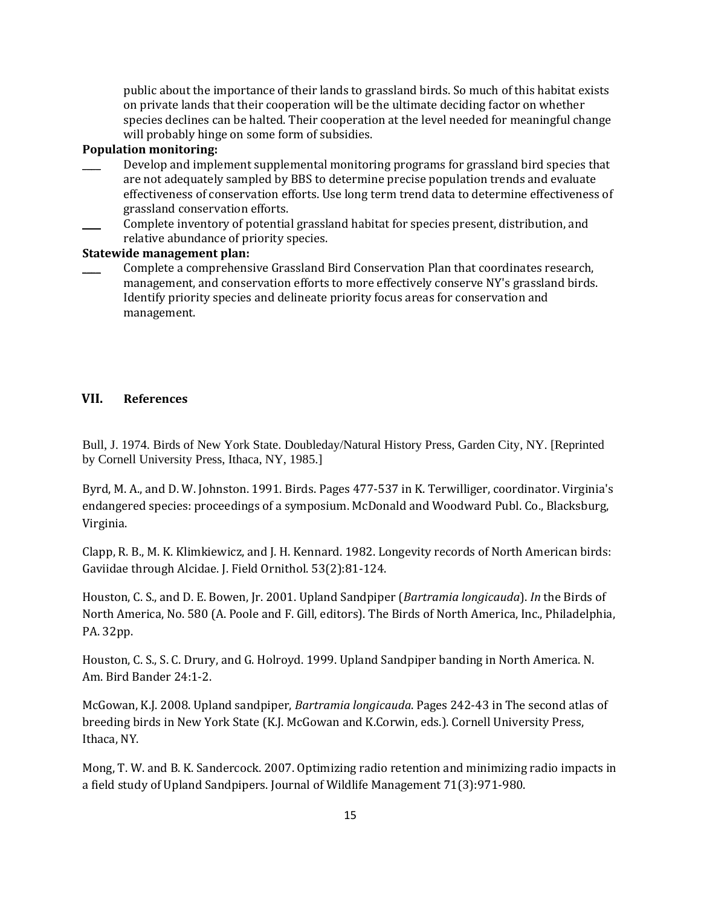public about the importance of their lands to grassland birds. So much of this habitat exists on private lands that their cooperation will be the ultimate deciding factor on whether species declines can be halted. Their cooperation at the level needed for meaningful change will probably hinge on some form of subsidies.

**Population monitoring:**

____ Develop and implement supplemental monitoring programs for grassland bird species that are not adequately sampled by BBS to determine precise population trends and evaluate effectiveness of conservation efforts. Use long term trend data to determine effectiveness of grassland conservation efforts.

____ Complete inventory of potential grassland habitat for species present, distribution, and relative abundance of priority species.

**Statewide management plan:**

____ Complete a comprehensive Grassland Bird Conservation Plan that coordinates research, management, and conservation efforts to more effectively conserve NY's grassland birds. Identify priority species and delineate priority focus areas for conservation and management.

## VII. References

Bull, J. 1974. Birds of New York State. Doubleday/Natural History Press, Garden City, NY. [Reprinted by Cornell University Press, Ithaca, NY, 1985.]

Byrd, M. A., and D. W. Johnston. 1991. Birds. Pages 477-537 in K. Terwilliger, coordinator. Virginia's endangered species: proceedings of a symposium. McDonald and Woodward Publ. Co., Blacksburg, Virginia.

Clapp, R. B., M. K. Klimkiewicz, and J. H. Kennard. 1982. Longevity records of North American birds: Gaviidae through Alcidae. J. Field Ornithol. 53(2):81-124.

Houston, C. S., and D. E. Bowen, Jr. 2001. Upland Sandpiper (*Bartramia longicauda*). *In* the Birds of North America, No. 580 (A. Poole and F. Gill, editors). The Birds of North America, Inc., Philadelphia, PA. 32pp.

Houston, C. S., S. C. Drury, and G. Holroyd. 1999. Upland Sandpiper banding in North America. N. Am. Bird Bander 24:1-2.

McGowan, K.J. 2008. Upland sandpiper, *Bartramia longicauda*. Pages 242-43 in The second atlas of breeding birds in New York State (K.J. McGowan and K.Corwin, eds.). Cornell University Press, Ithaca, NY.

Mong, T. W. and B. K. Sandercock. 2007. Optimizing radio retention and minimizing radio impacts in a field study of Upland Sandpipers. Journal of Wildlife Management 71(3):971-980.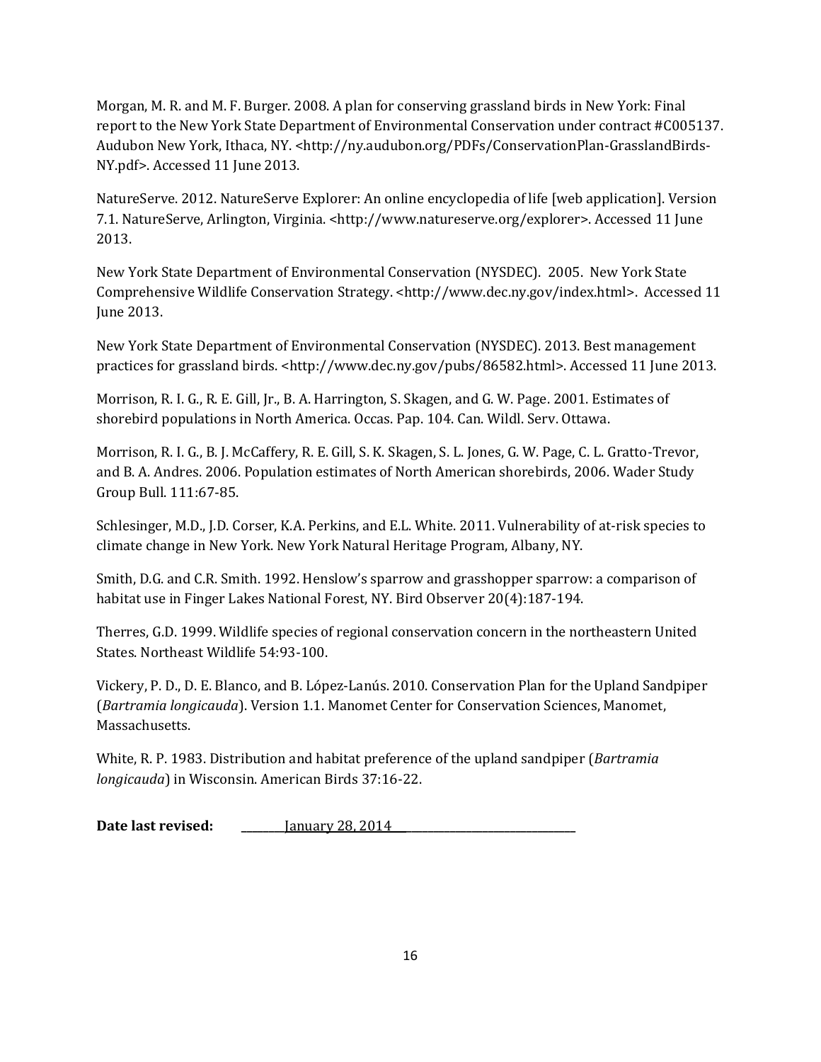Morgan, M. R. and M. F. Burger. 2008. A plan for conserving grassland birds in New York: Final report to the New York State Department of Environmental Conservation under contract #C005137. Audubon New York, Ithaca, NY. <http://ny.audubon.org/PDFs/ConservationPlan-GrasslandBirds-NY.pdf>. Accessed 11 June 2013.

NatureServe. 2012. NatureServe Explorer: An online encyclopedia of life [web application]. Version 7.1. NatureServe, Arlington, Virginia. <http://www.natureserve.org/explorer>. Accessed 11 June 2013.

New York State Department of Environmental Conservation (NYSDEC). 2005. New York State Comprehensive Wildlife Conservation Strategy. <http://www.dec.ny.gov/index.html>. Accessed 11 June 2013.

New York State Department of Environmental Conservation (NYSDEC). 2013. Best management practices for grassland birds. <http://www.dec.ny.gov/pubs/86582.html>. Accessed 11 June 2013.

Morrison, R. I. G., R. E. Gill, Jr., B. A. Harrington, S. Skagen, and G. W. Page. 2001. Estimates of shorebird populations in North America. Occas. Pap. 104. Can. Wildl. Serv. Ottawa.

Morrison, R. I. G., B. J. McCaffery, R. E. Gill, S. K. Skagen, S. L. Jones, G. W. Page, C. L. Gratto-Trevor, and B. A. Andres. 2006. Population estimates of North American shorebirds, 2006. Wader Study Group Bull. 111:67-85.

Schlesinger, M.D., J.D. Corser, K.A. Perkins, and E.L. White. 2011. Vulnerability of at-risk species to climate change in New York. New York Natural Heritage Program, Albany, NY.

Smith, D.G. and C.R. Smith. 1992. Henslow's sparrow and grasshopper sparrow: a comparison of habitat use in Finger Lakes National Forest, NY. Bird Observer 20(4):187-194.

Therres, G.D. 1999. Wildlife species of regional conservation concern in the northeastern United States. Northeast Wildlife 54:93-100.

Vickery, P. D., D. E. Blanco, and B. López-Lanús. 2010. Conservation Plan for the Upland Sandpiper (*Bartramia longicauda*). Version 1.1. Manomet Center for Conservation Sciences, Manomet, Massachusetts.

White, R. P. 1983. Distribution and habitat preference of the upland sandpiper (*Bartramia longicauda*) in Wisconsin. American Birds 37:16-22.

**Date last revised:** January 28, 2014